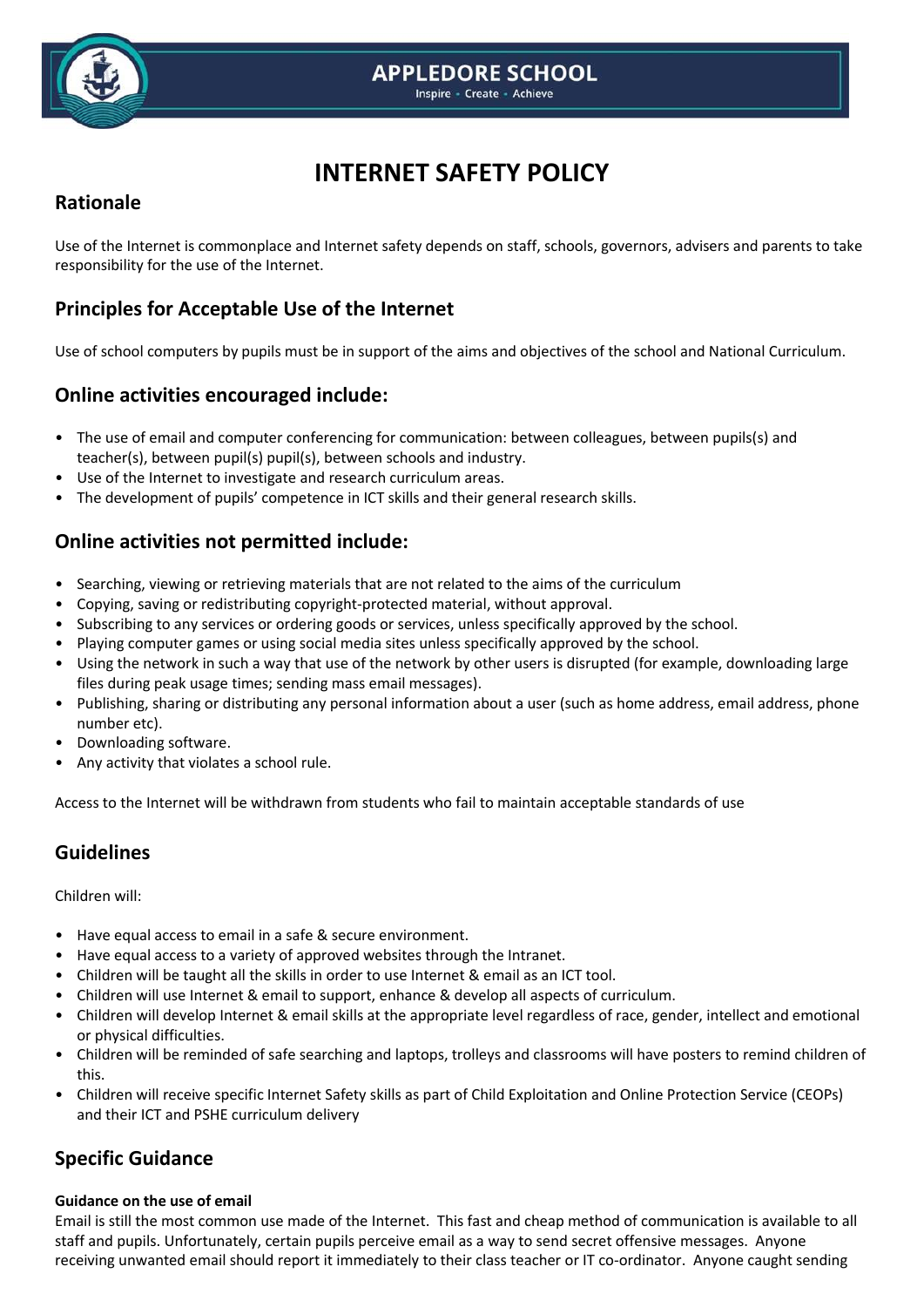APPLEDORE SCHOOL

Inspire • Create • Achieve

# INTERNET SAFETY POLICY

## Rationale

Use of the Internet is commonplace and Internet safety depends on staff, schools, governors, advisers and parents to take responsibility for the use of the Internet.

## Principles for Acceptable Use of the Internet

Use of school computers by pupils must be in support of the aims and objectives of the school and National Curriculum.

## Online activities encouraged include:

- The use of email and computer conferencing for communication: between colleagues, between pupils(s) and teacher(s), between pupil(s) pupil(s), between schools and industry.
- Use of the Internet to investigate and research curriculum areas.
- The development of pupils' competence in ICT skills and their general research skills.

## Online activities not permitted include:

- Searching, viewing or retrieving materials that are not related to the aims of the curriculum
- Copying, saving or redistributing copyright-protected material, without approval.
- Subscribing to any services or ordering goods or services, unless specifically approved by the school.
- Playing computer games or using social media sites unless specifically approved by the school.
- Using the network in such a way that use of the network by other users is disrupted (for example, downloading large files during peak usage times; sending mass email messages).
- Publishing, sharing or distributing any personal information about a user (such as home address, email address, phone number etc).
- Downloading software.
- Any activity that violates a school rule.

Access to the Internet will be withdrawn from students who fail to maintain acceptable standards of use

## Guidelines

Children will:

- Have equal access to email in a safe & secure environment.
- Have equal access to a variety of approved websites through the Intranet.
- Children will be taught all the skills in order to use Internet & email as an ICT tool.
- Children will use Internet & email to support, enhance & develop all aspects of curriculum.
- Children will develop Internet & email skills at the appropriate level regardless of race, gender, intellect and emotional or physical difficulties.
- Children will be reminded of safe searching and laptops, trolleys and classrooms will have posters to remind children of this.
- Children will receive specific Internet Safety skills as part of Child Exploitation and Online Protection Service (CEOPs) and their ICT and PSHE curriculum delivery

## Specific Guidance

**Guidance on the use of email**

Email is still the most common use made of the Internet. This fast and cheap method of communication is available to all staff and pupils. Unfortunately, certain pupils perceive email as a way to send secret offensive messages. Anyone receiving unwanted email should report it immediately to their class teacher or IT co-ordinator. Anyone caught sending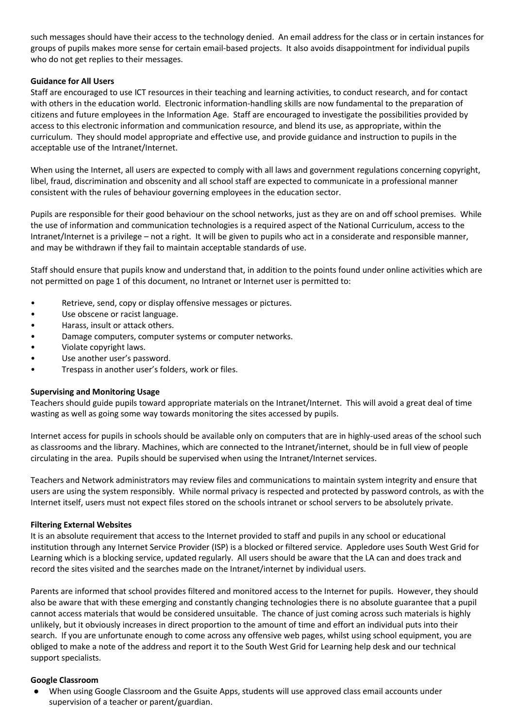such messages should have their access to the technology denied. An email address for the class or in certain instances for groups of pupils makes more sense for certain email-based projects. It also avoids disappointment for individual pupils who do not get replies to their messages.

**Guidance for All Users**

Staff are encouraged to use ICT resources in their teaching and learning activities, to conduct research, and for contact with others in the education world. Electronic information-handling skills are now fundamental to the preparation of citizens and future employees in the Information Age. Staff are encouraged to investigate the possibilities provided by access to this electronic information and communication resource, and blend its use, as appropriate, within the curriculum. They should model appropriate and effective use, and provide guidance and instruction to pupils in the acceptable use of the Intranet/Internet.

When using the Internet, all users are expected to comply with all laws and government regulations concerning copyright, libel, fraud, discrimination and obscenity and all school staff are expected to communicate in a professional manner consistent with the rules of behaviour governing employees in the education sector.

Pupils are responsible for their good behaviour on the school networks, just as they are on and off school premises. While the use of information and communication technologies is a required aspect of the National Curriculum, access to the Intranet/Internet is a privilege – not a right. It will be given to pupils who act in a considerate and responsible manner, and may be withdrawn if they fail to maintain acceptable standards of use.

Staff should ensure that pupils know and understand that, in addition to the points found under online activities which are not permitted on page 1 of this document, no Intranet or Internet user is permitted to:

- Retrieve, send, copy or display offensive messages or pictures.
- Use obscene or racist language.
- Harass, insult or attack others.
- Damage computers, computer systems or computer networks.
- Violate copyright laws.
- Use another user's password.
- Trespass in another user's folders, work or files.

**Supervising and Monitoring Usage**

Teachers should guide pupils toward appropriate materials on the Intranet/Internet. This will avoid a great deal of time wasting as well as going some way towards monitoring the sites accessed by pupils.

Internet access for pupils in schools should be available only on computers that are in highly-used areas of the school such as classrooms and the library. Machines, which are connected to the Intranet/internet, should be in full view of people circulating in the area. Pupils should be supervised when using the Intranet/Internet services.

Teachers and Network administrators may review files and communications to maintain system integrity and ensure that users are using the system responsibly. While normal privacy is respected and protected by password controls, as with the Internet itself, users must not expect files stored on the schools intranet or school servers to be absolutely private.

**Filtering External Websites**

It is an absolute requirement that access to the Internet provided to staff and pupils in any school or educational institution through any Internet Service Provider (ISP) is a blocked or filtered service. Appledore uses South West Grid for Learning which is a blocking service, updated regularly. All users should be aware that the LA can and does track and record the sites visited and the searches made on the Intranet/internet by individual users.

Parents are informed that school provides filtered and monitored access to the Internet for pupils. However, they should also be aware that with these emerging and constantly changing technologies there is no absolute guarantee that a pupil cannot access materials that would be considered unsuitable. The chance of just coming across such materials is highly unlikely, but it obviously increases in direct proportion to the amount of time and effort an individual puts into their search. If you are unfortunate enough to come across any offensive web pages, whilst using school equipment, you are obliged to make a note of the address and report it to the South West Grid for Learning help desk and our technical support specialists.

**Google Classroom**

- When using Google Classroom and the Gsuite Apps, students will use approved class email accounts under supervision of a teacher or parent/guardian.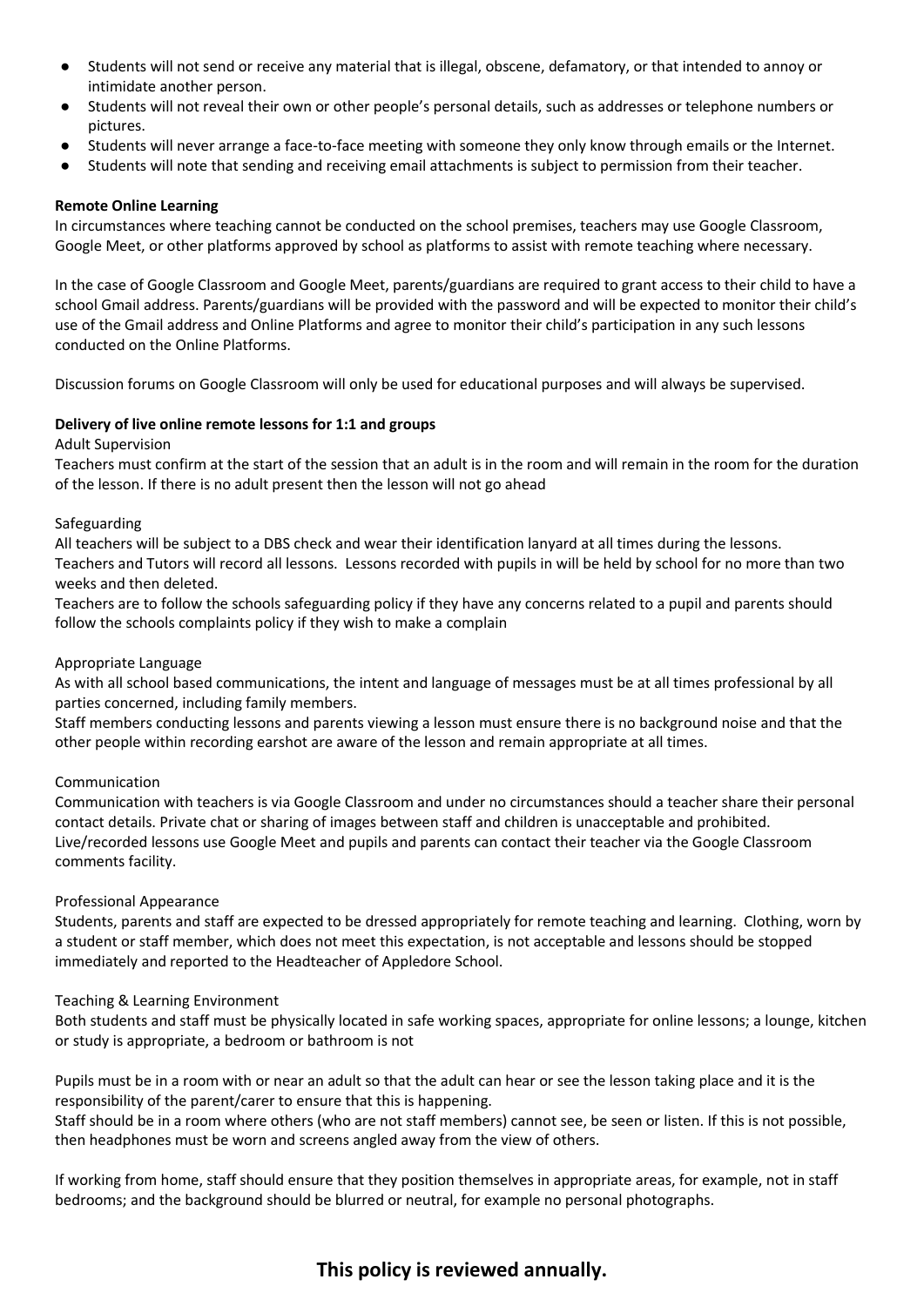- Students will not send or receive any material that is illegal, obscene, defamatory, or that intended to annoy or intimidate another person.
- Students will not reveal their own or other people's personal details, such as addresses or telephone numbers or pictures.
- Students will never arrange a face-to-face meeting with someone they only know through emails or the Internet.
- Students will note that sending and receiving email attachments is subject to permission from their teacher.

**Remote Online Learning**

In circumstances where teaching cannot be conducted on the school premises, teachers may use Google Classroom, Google Meet, or other platforms approved by school as platforms to assist with remote teaching where necessary.

In the case of Google Classroom and Google Meet, parents/guardians are required to grant access to their child to have a school Gmail address. Parents/guardians will be provided with the password and will be expected to monitor their child's use of the Gmail address and Online Platforms and agree to monitor their child's participation in any such lessons conducted on the Online Platforms.

Discussion forums on Google Classroom will only be used for educational purposes and will always be supervised.

**Delivery of live online remote lessons for 1:1 and groups**

Adult Supervision

Teachers must confirm at the start of the session that an adult is in the room and will remain in the room for the duration of the lesson. If there is no adult present then the lesson will not go ahead

Safeguarding

All teachers will be subject to a DBS check and wear their identification lanyard at all times during the lessons.
Teachers and Tutors will record all lessons. Lessons recorded with pupils in will be held by school for no more than two weeks and then deleted.
Teachers are to follow the schools safeguarding policy if they have any concerns related to a pupil and parents should follow the schools complaints policy if they wish to make a complain

Appropriate Language

As with all school based communications, the intent and language of messages must be at all times professional by all parties concerned, including family members.
Staff members conducting lessons and parents viewing a lesson must ensure there is no background noise and that the other people within recording earshot are aware of the lesson and remain appropriate at all times.

Communication

Communication with teachers is via Google Classroom and under no circumstances should a teacher share their personal contact details. Private chat or sharing of images between staff and children is unacceptable and prohibited.
Live/recorded lessons use Google Meet and pupils and parents can contact their teacher via the Google Classroom comments facility.

Professional Appearance

Students, parents and staff are expected to be dressed appropriately for remote teaching and learning. Clothing, worn by a student or staff member, which does not meet this expectation, is not acceptable and lessons should be stopped immediately and reported to the Headteacher of Appledore School.

Teaching & Learning Environment

Both students and staff must be physically located in safe working spaces, appropriate for online lessons; a lounge, kitchen or study is appropriate, a bedroom or bathroom is not

Pupils must be in a room with or near an adult so that the adult can hear or see the lesson taking place and it is the responsibility of the parent/carer to ensure that this is happening.
Staff should be in a room where others (who are not staff members) cannot see, be seen or listen. If this is not possible, then headphones must be worn and screens angled away from the view of others.

If working from home, staff should ensure that they position themselves in appropriate areas, for example, not in staff bedrooms; and the background should be blurred or neutral, for example no personal photographs.

**This policy is reviewed annually.**